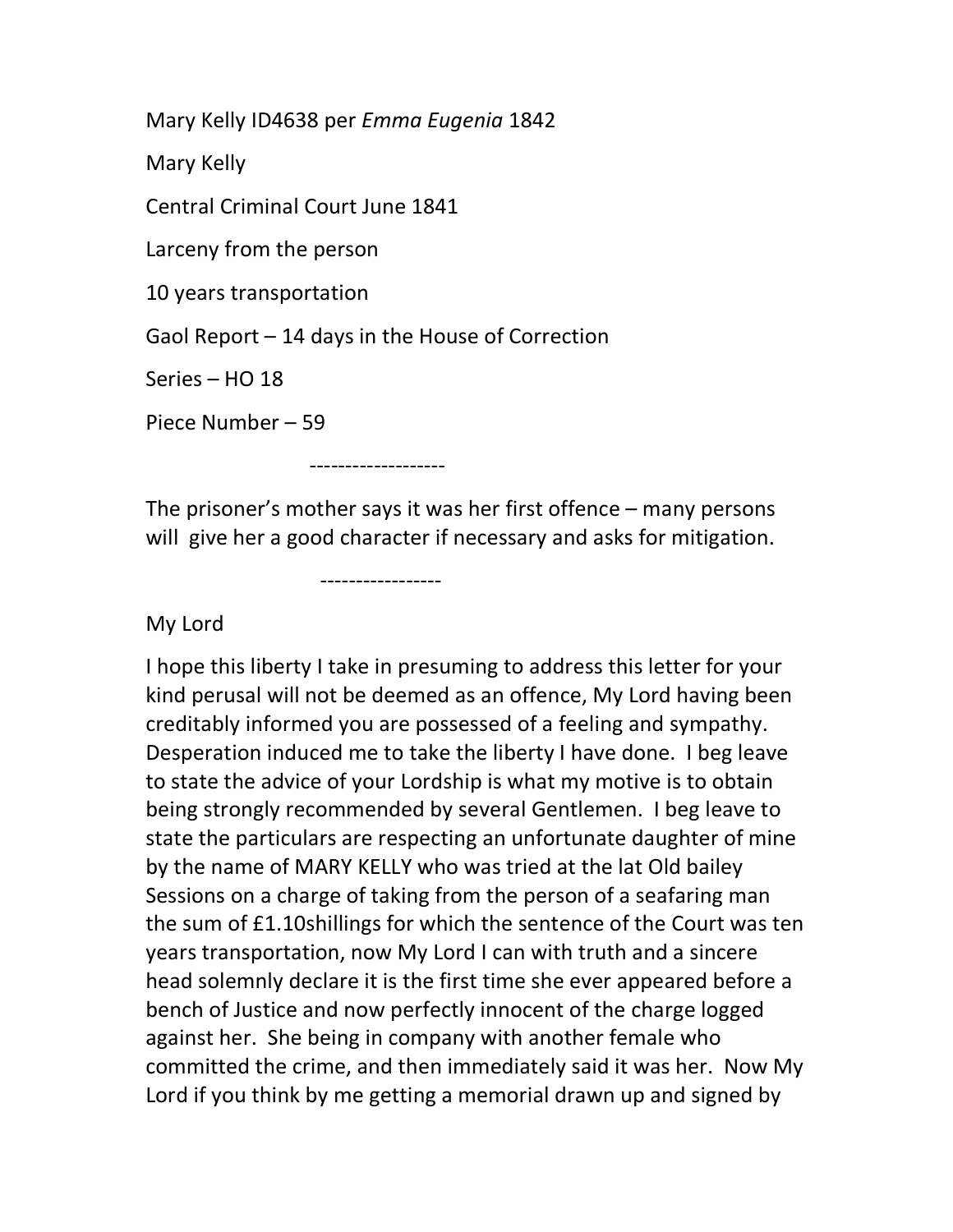Mary Kelly ID4638 per *Emma Eugenia* 1842

Mary Kelly

Central Criminal Court June 1841

Larceny from the person

10 years transportation

Gaol Report – 14 days in the House of Correction

Series – HO 18

Piece Number – 59

-------------------

The prisoner's mother says it was her first offence – many persons will give her a good character if necessary and asks for mitigation.

-----------------

My Lord

I hope this liberty I take in presuming to address this letter for your kind perusal will not be deemed as an offence, My Lord having been creditably informed you are possessed of a feeling and sympathy. Desperation induced me to take the liberty I have done. I beg leave to state the advice of your Lordship is what my motive is to obtain being strongly recommended by several Gentlemen. I beg leave to state the particulars are respecting an unfortunate daughter of mine by the name of MARY KELLY who was tried at the lat Old bailey Sessions on a charge of taking from the person of a seafaring man the sum of £1.10shillings for which the sentence of the Court was ten years transportation, now My Lord I can with truth and a sincere head solemnly declare it is the first time she ever appeared before a bench of Justice and now perfectly innocent of the charge logged against her. She being in company with another female who committed the crime, and then immediately said it was her. Now My Lord if you think by me getting a memorial drawn up and signed by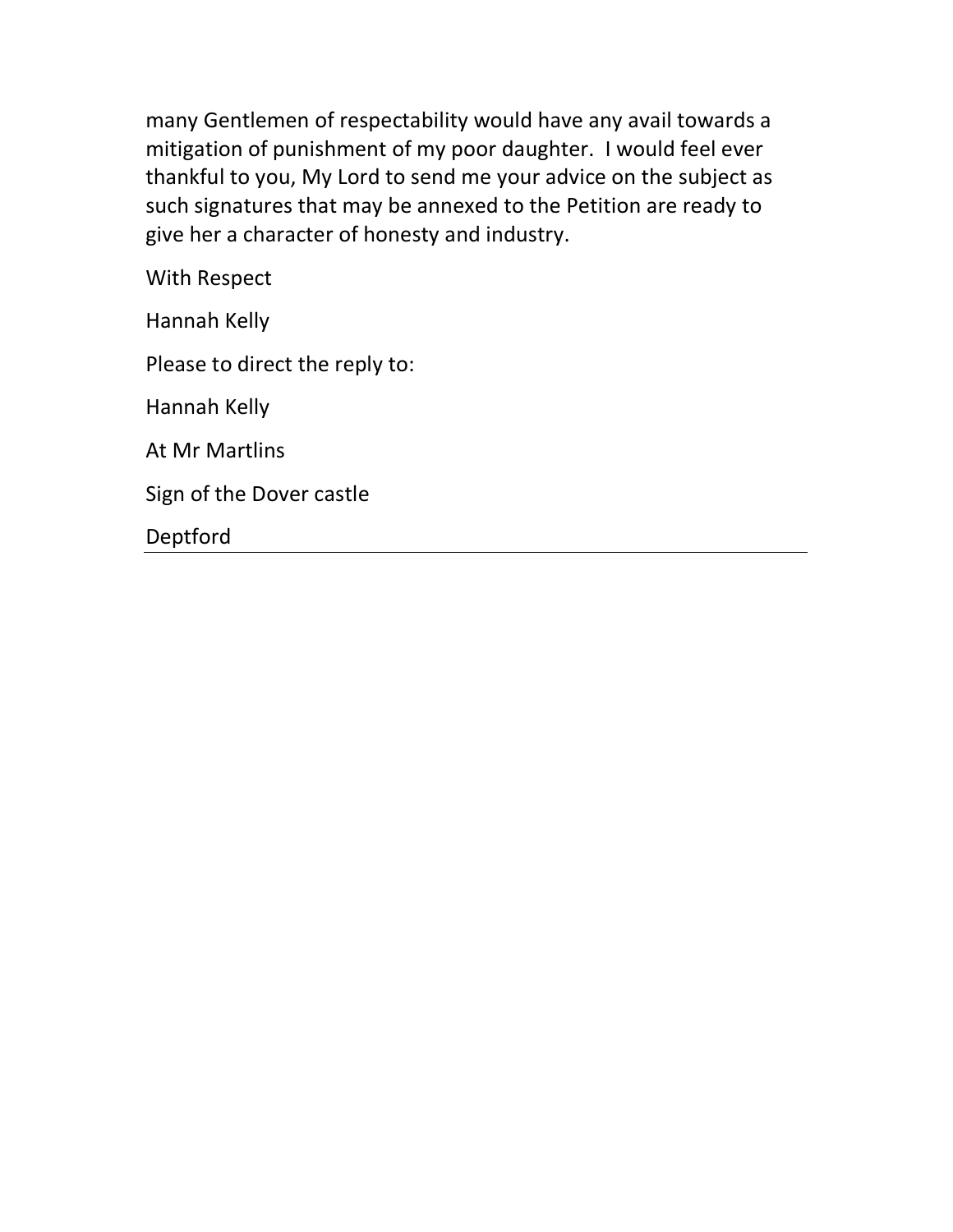many Gentlemen of respectability would have any avail towards a mitigation of punishment of my poor daughter. I would feel ever thankful to you, My Lord to send me your advice on the subject as such signatures that may be annexed to the Petition are ready to give her a character of honesty and industry.

With Respect

Hannah Kelly

Please to direct the reply to:

Hannah Kelly

At Mr Martlins

Sign of the Dover castle

Deptford

---